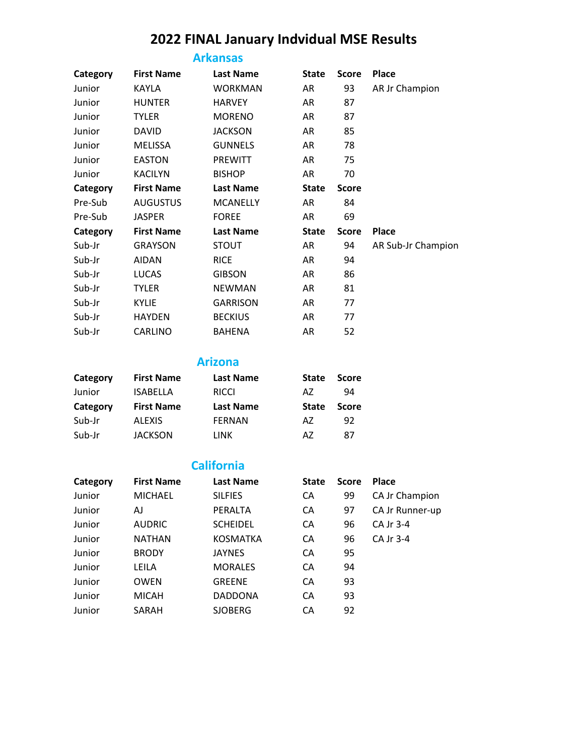# 2022 FINAL January Indvidual MSE Results

## Arkansas

| Category | First Name | Last Name | State | Score | Place |
|---|---|---|---|---|---|
| Junior | KAYLA | WORKMAN | AR | 93 | AR Jr Champion |
| Junior | HUNTER | HARVEY | AR | 87 | |
| Junior | TYLER | MORENO | AR | 87 | |
| Junior | DAVID | JACKSON | AR | 85 | |
| Junior | MELISSA | GUNNELS | AR | 78 | |
| Junior | EASTON | PREWITT | AR | 75 | |
| Junior | KACILYN | BISHOP | AR | 70 | |

| Category | First Name | Last Name | State | Score |
|---|---|---|---|---|
| Pre-Sub | AUGUSTUS | MCANELLY | AR | 84 |
| Pre-Sub | JASPER | FOREE | AR | 69 |

| Category | First Name | Last Name | State | Score | Place |
|---|---|---|---|---|---|
| Sub-Jr | GRAYSON | STOUT | AR | 94 | AR Sub-Jr Champion |
| Sub-Jr | AIDAN | RICE | AR | 94 | |
| Sub-Jr | LUCAS | GIBSON | AR | 86 | |
| Sub-Jr | TYLER | NEWMAN | AR | 81 | |
| Sub-Jr | KYLIE | GARRISON | AR | 77 | |
| Sub-Jr | HAYDEN | BECKIUS | AR | 77 | |
| Sub-Jr | CARLINO | BAHENA | AR | 52 | |

## Arizona

| Category | First Name | Last Name | State | Score |
|---|---|---|---|---|
| Junior | ISABELLA | RICCI | AZ | 94 |

| Category | First Name | Last Name | State | Score |
|---|---|---|---|---|
| Sub-Jr | ALEXIS | FERNAN | AZ | 92 |
| Sub-Jr | JACKSON | LINK | AZ | 87 |

## California

| Category | First Name | Last Name | State | Score | Place |
|---|---|---|---|---|---|
| Junior | MICHAEL | SILFIES | CA | 99 | CA Jr Champion |
| Junior | AJ | PERALTA | CA | 97 | CA Jr Runner-up |
| Junior | AUDRIC | SCHEIDEL | CA | 96 | CA Jr 3-4 |
| Junior | NATHAN | KOSMATKA | CA | 96 | CA Jr 3-4 |
| Junior | BRODY | JAYNES | CA | 95 | |
| Junior | LEILA | MORALES | CA | 94 | |
| Junior | OWEN | GREENE | CA | 93 | |
| Junior | MICAH | DADDONA | CA | 93 | |
| Junior | SARAH | SJOBERG | CA | 92 | |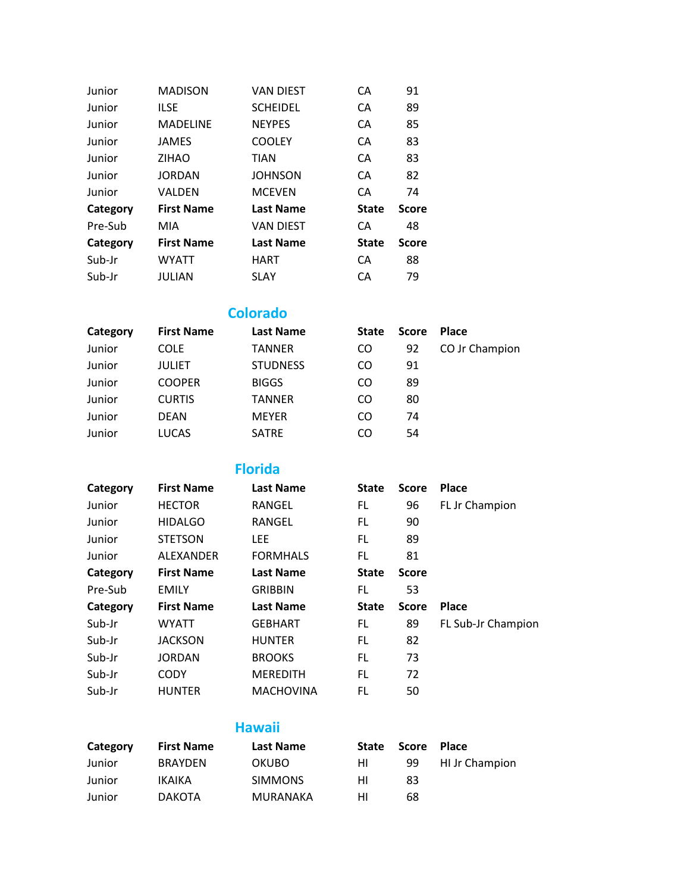| Category | First Name | Last Name | State | Score |
| --- | --- | --- | --- | --- |
| Junior | MADISON | VAN DIEST | CA | 91 |
| Junior | ILSE | SCHEIDEL | CA | 89 |
| Junior | MADELINE | NEYPES | CA | 85 |
| Junior | JAMES | COOLEY | CA | 83 |
| Junior | ZIHAO | TIAN | CA | 83 |
| Junior | JORDAN | JOHNSON | CA | 82 |
| Junior | VALDEN | MCEVEN | CA | 74 |

| Category | First Name | Last Name | State | Score |
| --- | --- | --- | --- | --- |
| Pre-Sub | MIA | VAN DIEST | CA | 48 |

| Category | First Name | Last Name | State | Score |
| --- | --- | --- | --- | --- |
| Sub-Jr | WYATT | HART | CA | 88 |
| Sub-Jr | JULIAN | SLAY | CA | 79 |

## Colorado

| Category | First Name | Last Name | State | Score | Place |
| --- | --- | --- | --- | --- | --- |
| Junior | COLE | TANNER | CO | 92 | CO Jr Champion |
| Junior | JULIET | STUDNESS | CO | 91 | |
| Junior | COOPER | BIGGS | CO | 89 | |
| Junior | CURTIS | TANNER | CO | 80 | |
| Junior | DEAN | MEYER | CO | 74 | |
| Junior | LUCAS | SATRE | CO | 54 | |

## Florida

| Category | First Name | Last Name | State | Score | Place |
| --- | --- | --- | --- | --- | --- |
| Junior | HECTOR | RANGEL | FL | 96 | FL Jr Champion |
| Junior | HIDALGO | RANGEL | FL | 90 | |
| Junior | STETSON | LEE | FL | 89 | |
| Junior | ALEXANDER | FORMHALS | FL | 81 | |

| Category | First Name | Last Name | State | Score |
| --- | --- | --- | --- | --- |
| Pre-Sub | EMILY | GRIBBIN | FL | 53 |

| Category | First Name | Last Name | State | Score | Place |
| --- | --- | --- | --- | --- | --- |
| Sub-Jr | WYATT | GEBHART | FL | 89 | FL Sub-Jr Champion |
| Sub-Jr | JACKSON | HUNTER | FL | 82 | |
| Sub-Jr | JORDAN | BROOKS | FL | 73 | |
| Sub-Jr | CODY | MEREDITH | FL | 72 | |
| Sub-Jr | HUNTER | MACHOVINA | FL | 50 | |

## Hawaii

| Category | First Name | Last Name | State | Score | Place |
| --- | --- | --- | --- | --- | --- |
| Junior | BRAYDEN | OKUBO | HI | 99 | HI Jr Champion |
| Junior | IKAIKA | SIMMONS | HI | 83 | |
| Junior | DAKOTA | MURANAKA | HI | 68 | |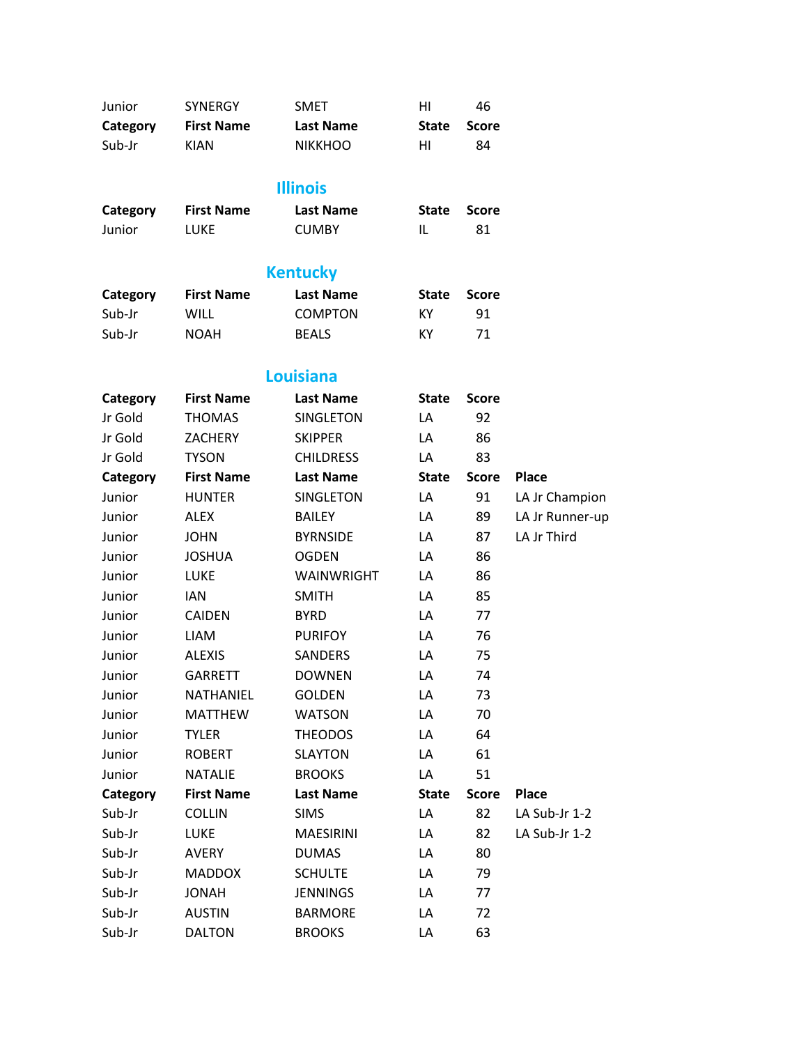| Junior | SYNERGY | SMET | HI | 46 |
|---|---|---|---|---|
| **Category** | **First Name** | **Last Name** | **State** | **Score** |
| Sub-Jr | KIAN | NIKKHOO | HI | 84 |

## Illinois

| Category | First Name | Last Name | State | Score |
|---|---|---|---|---|
| Junior | LUKE | CUMBY | IL | 81 |

## Kentucky

| Category | First Name | Last Name | State | Score |
|---|---|---|---|---|
| Sub-Jr | WILL | COMPTON | KY | 91 |
| Sub-Jr | NOAH | BEALS | KY | 71 |

## Louisiana

| Category | First Name | Last Name | State | Score |
|---|---|---|---|---|
| Jr Gold | THOMAS | SINGLETON | LA | 92 |
| Jr Gold | ZACHERY | SKIPPER | LA | 86 |
| Jr Gold | TYSON | CHILDRESS | LA | 83 |

| Category | First Name | Last Name | State | Score | Place |
|---|---|---|---|---|---|
| Junior | HUNTER | SINGLETON | LA | 91 | LA Jr Champion |
| Junior | ALEX | BAILEY | LA | 89 | LA Jr Runner-up |
| Junior | JOHN | BYRNSIDE | LA | 87 | LA Jr Third |
| Junior | JOSHUA | OGDEN | LA | 86 | |
| Junior | LUKE | WAINWRIGHT | LA | 86 | |
| Junior | IAN | SMITH | LA | 85 | |
| Junior | CAIDEN | BYRD | LA | 77 | |
| Junior | LIAM | PURIFOY | LA | 76 | |
| Junior | ALEXIS | SANDERS | LA | 75 | |
| Junior | GARRETT | DOWNEN | LA | 74 | |
| Junior | NATHANIEL | GOLDEN | LA | 73 | |
| Junior | MATTHEW | WATSON | LA | 70 | |
| Junior | TYLER | THEODOS | LA | 64 | |
| Junior | ROBERT | SLAYTON | LA | 61 | |
| Junior | NATALIE | BROOKS | LA | 51 | |

| Category | First Name | Last Name | State | Score | Place |
|---|---|---|---|---|---|
| Sub-Jr | COLLIN | SIMS | LA | 82 | LA Sub-Jr 1-2 |
| Sub-Jr | LUKE | MAESIRINI | LA | 82 | LA Sub-Jr 1-2 |
| Sub-Jr | AVERY | DUMAS | LA | 80 | |
| Sub-Jr | MADDOX | SCHULTE | LA | 79 | |
| Sub-Jr | JONAH | JENNINGS | LA | 77 | |
| Sub-Jr | AUSTIN | BARMORE | LA | 72 | |
| Sub-Jr | DALTON | BROOKS | LA | 63 | |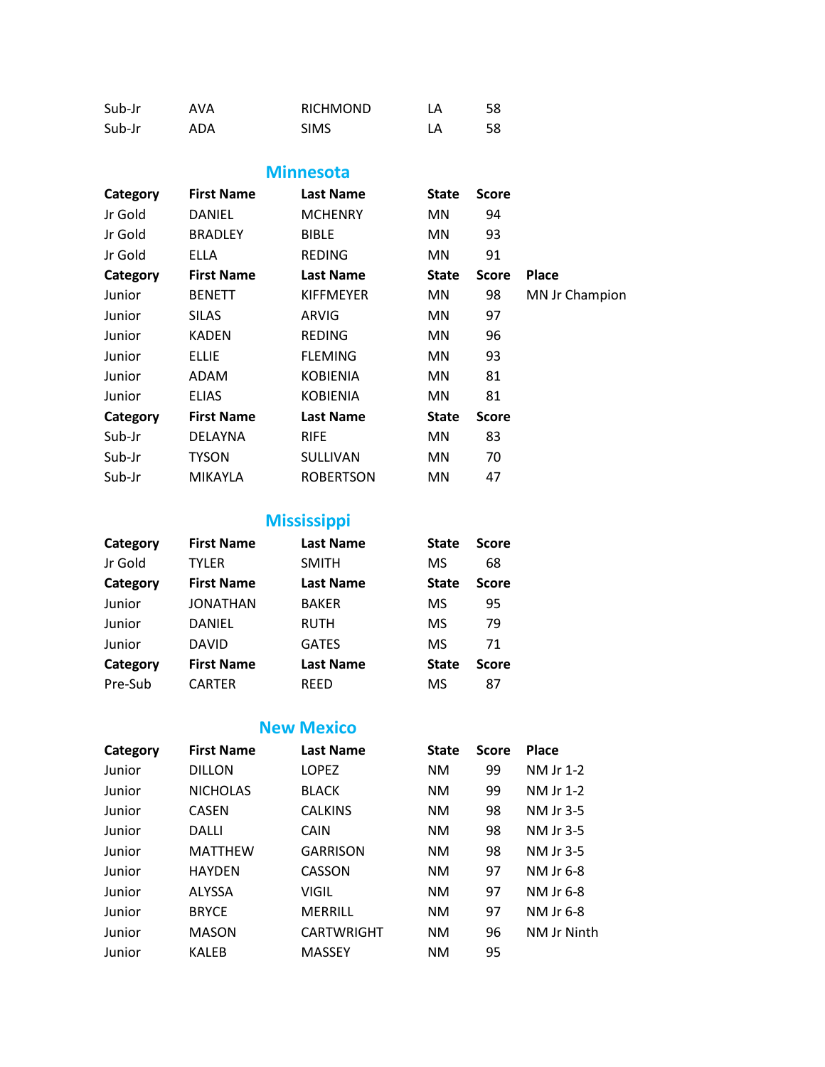| | | | | |
|---|---|---|---|---|
| Sub-Jr | AVA | RICHMOND | LA | 58 |
| Sub-Jr | ADA | SIMS | LA | 58 |

## Minnesota

| Category | First Name | Last Name | State | Score | |
|---|---|---|---|---|---|
| Jr Gold | DANIEL | MCHENRY | MN | 94 | |
| Jr Gold | BRADLEY | BIBLE | MN | 93 | |
| Jr Gold | ELLA | REDING | MN | 91 | |
| **Category** | **First Name** | **Last Name** | **State** | **Score** | **Place** |
| Junior | BENETT | KIFFMEYER | MN | 98 | MN Jr Champion |
| Junior | SILAS | ARVIG | MN | 97 | |
| Junior | KADEN | REDING | MN | 96 | |
| Junior | ELLIE | FLEMING | MN | 93 | |
| Junior | ADAM | KOBIENIA | MN | 81 | |
| Junior | ELIAS | KOBIENIA | MN | 81 | |
| **Category** | **First Name** | **Last Name** | **State** | **Score** | |
| Sub-Jr | DELAYNA | RIFE | MN | 83 | |
| Sub-Jr | TYSON | SULLIVAN | MN | 70 | |
| Sub-Jr | MIKAYLA | ROBERTSON | MN | 47 | |

## Mississippi

| Category | First Name | Last Name | State | Score |
|---|---|---|---|---|
| Jr Gold | TYLER | SMITH | MS | 68 |
| **Category** | **First Name** | **Last Name** | **State** | **Score** |
| Junior | JONATHAN | BAKER | MS | 95 |
| Junior | DANIEL | RUTH | MS | 79 |
| Junior | DAVID | GATES | MS | 71 |
| **Category** | **First Name** | **Last Name** | **State** | **Score** |
| Pre-Sub | CARTER | REED | MS | 87 |

## New Mexico

| Category | First Name | Last Name | State | Score | Place |
|---|---|---|---|---|---|
| Junior | DILLON | LOPEZ | NM | 99 | NM Jr 1-2 |
| Junior | NICHOLAS | BLACK | NM | 99 | NM Jr 1-2 |
| Junior | CASEN | CALKINS | NM | 98 | NM Jr 3-5 |
| Junior | DALLI | CAIN | NM | 98 | NM Jr 3-5 |
| Junior | MATTHEW | GARRISON | NM | 98 | NM Jr 3-5 |
| Junior | HAYDEN | CASSON | NM | 97 | NM Jr 6-8 |
| Junior | ALYSSA | VIGIL | NM | 97 | NM Jr 6-8 |
| Junior | BRYCE | MERRILL | NM | 97 | NM Jr 6-8 |
| Junior | MASON | CARTWRIGHT | NM | 96 | NM Jr Ninth |
| Junior | KALEB | MASSEY | NM | 95 | |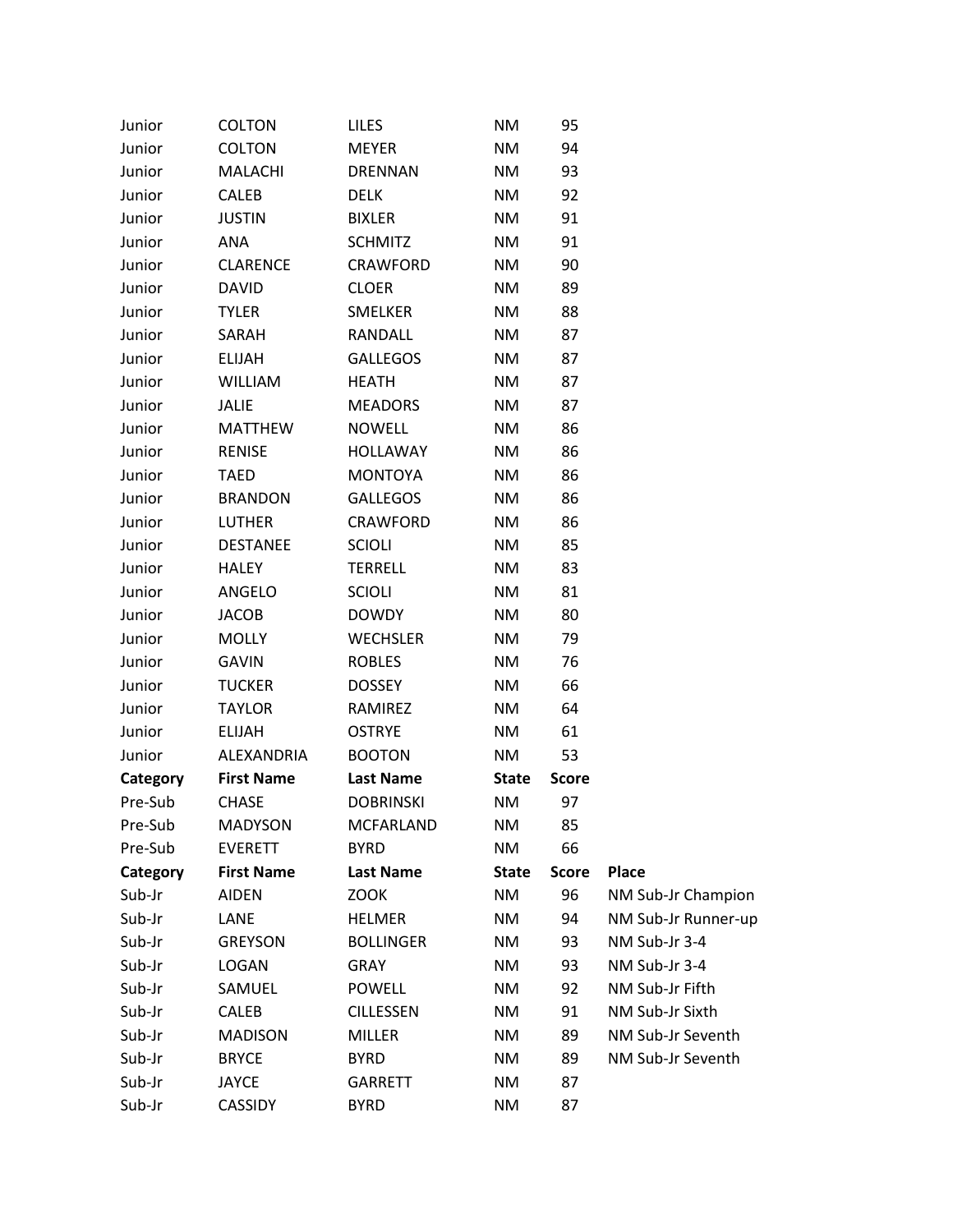| | | | | | |
|---|---|---|---|---|---|
| Junior | COLTON | LILES | NM | 95 | |
| Junior | COLTON | MEYER | NM | 94 | |
| Junior | MALACHI | DRENNAN | NM | 93 | |
| Junior | CALEB | DELK | NM | 92 | |
| Junior | JUSTIN | BIXLER | NM | 91 | |
| Junior | ANA | SCHMITZ | NM | 91 | |
| Junior | CLARENCE | CRAWFORD | NM | 90 | |
| Junior | DAVID | CLOER | NM | 89 | |
| Junior | TYLER | SMELKER | NM | 88 | |
| Junior | SARAH | RANDALL | NM | 87 | |
| Junior | ELIJAH | GALLEGOS | NM | 87 | |
| Junior | WILLIAM | HEATH | NM | 87 | |
| Junior | JALIE | MEADORS | NM | 87 | |
| Junior | MATTHEW | NOWELL | NM | 86 | |
| Junior | RENISE | HOLLAWAY | NM | 86 | |
| Junior | TAED | MONTOYA | NM | 86 | |
| Junior | BRANDON | GALLEGOS | NM | 86 | |
| Junior | LUTHER | CRAWFORD | NM | 86 | |
| Junior | DESTANEE | SCIOLI | NM | 85 | |
| Junior | HALEY | TERRELL | NM | 83 | |
| Junior | ANGELO | SCIOLI | NM | 81 | |
| Junior | JACOB | DOWDY | NM | 80 | |
| Junior | MOLLY | WECHSLER | NM | 79 | |
| Junior | GAVIN | ROBLES | NM | 76 | |
| Junior | TUCKER | DOSSEY | NM | 66 | |
| Junior | TAYLOR | RAMIREZ | NM | 64 | |
| Junior | ELIJAH | OSTRYE | NM | 61 | |
| Junior | ALEXANDRIA | BOOTON | NM | 53 | |

| Category | First Name | Last Name | State | Score |
|---|---|---|---|---|
| Pre-Sub | CHASE | DOBRINSKI | NM | 97 |
| Pre-Sub | MADYSON | MCFARLAND | NM | 85 |
| Pre-Sub | EVERETT | BYRD | NM | 66 |

| Category | First Name | Last Name | State | Score | Place |
|---|---|---|---|---|---|
| Sub-Jr | AIDEN | ZOOK | NM | 96 | NM Sub-Jr Champion |
| Sub-Jr | LANE | HELMER | NM | 94 | NM Sub-Jr Runner-up |
| Sub-Jr | GREYSON | BOLLINGER | NM | 93 | NM Sub-Jr 3-4 |
| Sub-Jr | LOGAN | GRAY | NM | 93 | NM Sub-Jr 3-4 |
| Sub-Jr | SAMUEL | POWELL | NM | 92 | NM Sub-Jr Fifth |
| Sub-Jr | CALEB | CILLESSEN | NM | 91 | NM Sub-Jr Sixth |
| Sub-Jr | MADISON | MILLER | NM | 89 | NM Sub-Jr Seventh |
| Sub-Jr | BRYCE | BYRD | NM | 89 | NM Sub-Jr Seventh |
| Sub-Jr | JAYCE | GARRETT | NM | 87 | |
| Sub-Jr | CASSIDY | BYRD | NM | 87 | |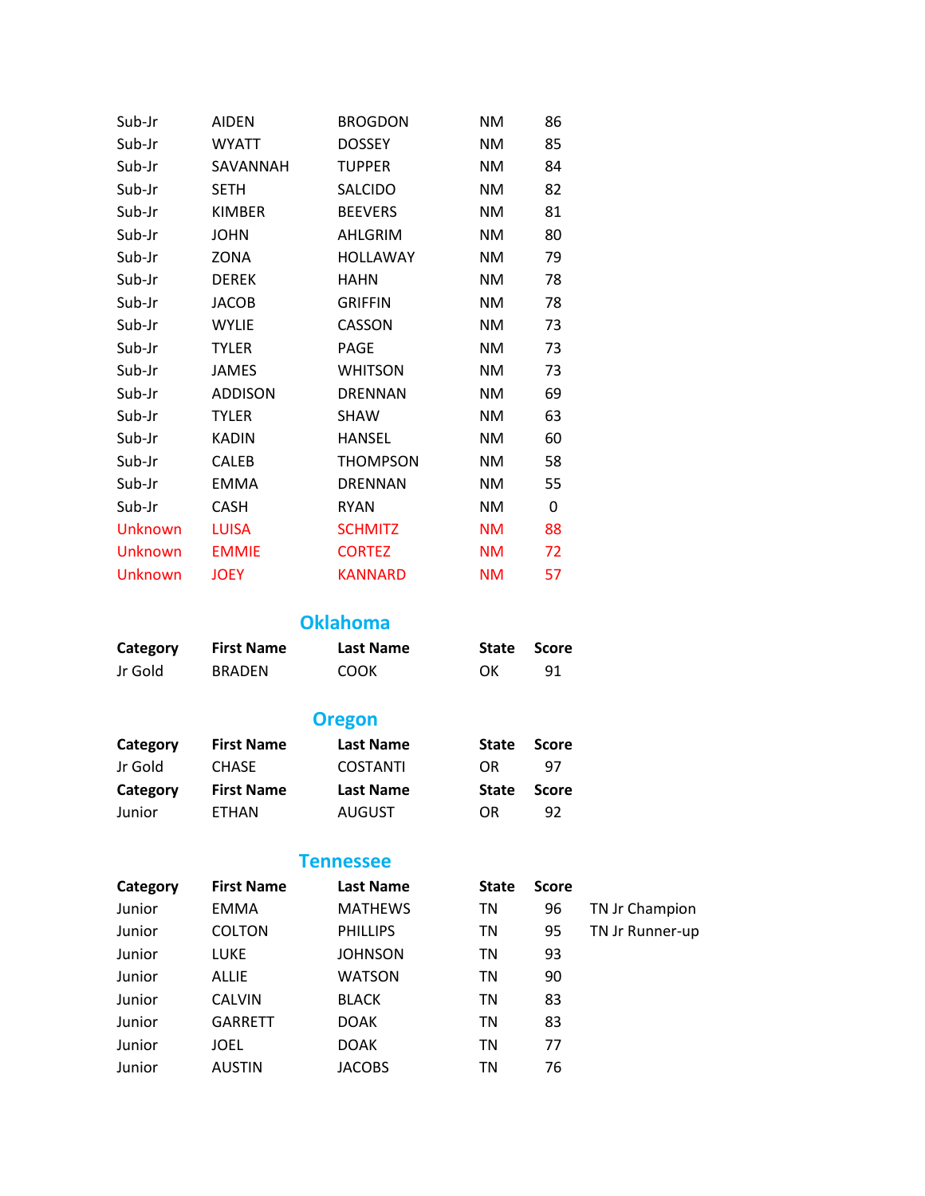| | | | | |
|---|---|---|---|---|
| Sub-Jr | AIDEN | BROGDON | NM | 86 |
| Sub-Jr | WYATT | DOSSEY | NM | 85 |
| Sub-Jr | SAVANNAH | TUPPER | NM | 84 |
| Sub-Jr | SETH | SALCIDO | NM | 82 |
| Sub-Jr | KIMBER | BEEVERS | NM | 81 |
| Sub-Jr | JOHN | AHLGRIM | NM | 80 |
| Sub-Jr | ZONA | HOLLAWAY | NM | 79 |
| Sub-Jr | DEREK | HAHN | NM | 78 |
| Sub-Jr | JACOB | GRIFFIN | NM | 78 |
| Sub-Jr | WYLIE | CASSON | NM | 73 |
| Sub-Jr | TYLER | PAGE | NM | 73 |
| Sub-Jr | JAMES | WHITSON | NM | 73 |
| Sub-Jr | ADDISON | DRENNAN | NM | 69 |
| Sub-Jr | TYLER | SHAW | NM | 63 |
| Sub-Jr | KADIN | HANSEL | NM | 60 |
| Sub-Jr | CALEB | THOMPSON | NM | 58 |
| Sub-Jr | EMMA | DRENNAN | NM | 55 |
| Sub-Jr | CASH | RYAN | NM | 0 |
| Unknown | LUISA | SCHMITZ | NM | 88 |
| Unknown | EMMIE | CORTEZ | NM | 72 |
| Unknown | JOEY | KANNARD | NM | 57 |

## Oklahoma

| Category | First Name | Last Name | State | Score |
|---|---|---|---|---|
| Jr Gold | BRADEN | COOK | OK | 91 |

## Oregon

| Category | First Name | Last Name | State | Score |
|---|---|---|---|---|
| Jr Gold | CHASE | COSTANTI | OR | 97 |
| **Category** | **First Name** | **Last Name** | **State** | **Score** |
| Junior | ETHAN | AUGUST | OR | 92 |

## Tennessee

| Category | First Name | Last Name | State | Score | |
|---|---|---|---|---|---|
| Junior | EMMA | MATHEWS | TN | 96 | TN Jr Champion |
| Junior | COLTON | PHILLIPS | TN | 95 | TN Jr Runner-up |
| Junior | LUKE | JOHNSON | TN | 93 | |
| Junior | ALLIE | WATSON | TN | 90 | |
| Junior | CALVIN | BLACK | TN | 83 | |
| Junior | GARRETT | DOAK | TN | 83 | |
| Junior | JOEL | DOAK | TN | 77 | |
| Junior | AUSTIN | JACOBS | TN | 76 | |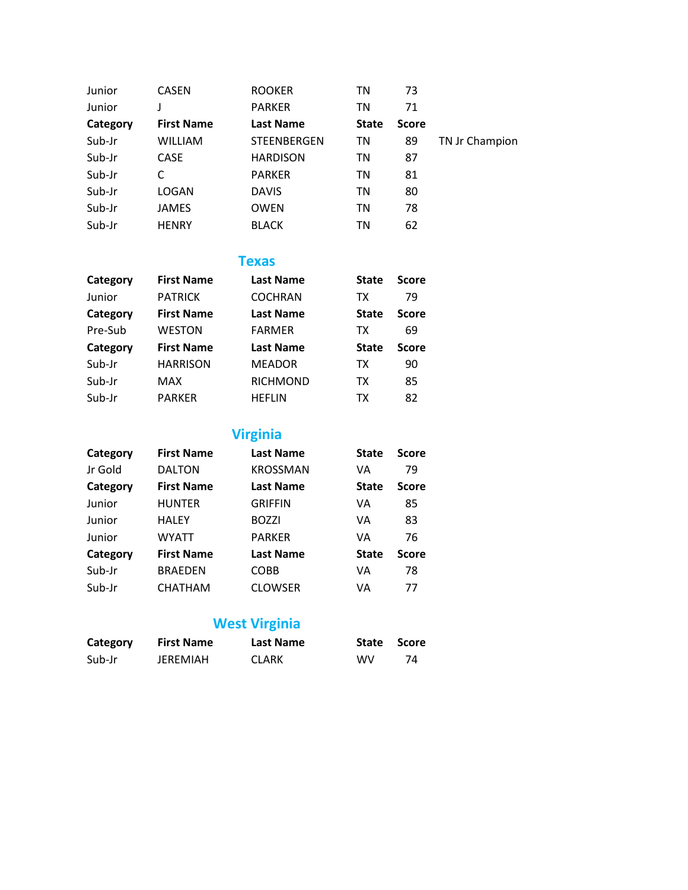| | | | | | |
|---|---|---|---|---|---|
| Junior | CASEN | ROOKER | TN | 73 | |
| Junior | J | PARKER | TN | 71 | |
| **Category** | **First Name** | **Last Name** | **State** | **Score** | |
| Sub-Jr | WILLIAM | STEENBERGEN | TN | 89 | TN Jr Champion |
| Sub-Jr | CASE | HARDISON | TN | 87 | |
| Sub-Jr | C | PARKER | TN | 81 | |
| Sub-Jr | LOGAN | DAVIS | TN | 80 | |
| Sub-Jr | JAMES | OWEN | TN | 78 | |
| Sub-Jr | HENRY | BLACK | TN | 62 | |

## Texas

| Category | First Name | Last Name | State | Score |
|---|---|---|---|---|
| Junior | PATRICK | COCHRAN | TX | 79 |
| **Category** | **First Name** | **Last Name** | **State** | **Score** |
| Pre-Sub | WESTON | FARMER | TX | 69 |
| **Category** | **First Name** | **Last Name** | **State** | **Score** |
| Sub-Jr | HARRISON | MEADOR | TX | 90 |
| Sub-Jr | MAX | RICHMOND | TX | 85 |
| Sub-Jr | PARKER | HEFLIN | TX | 82 |

## Virginia

| Category | First Name | Last Name | State | Score |
|---|---|---|---|---|
| Jr Gold | DALTON | KROSSMAN | VA | 79 |
| **Category** | **First Name** | **Last Name** | **State** | **Score** |
| Junior | HUNTER | GRIFFIN | VA | 85 |
| Junior | HALEY | BOZZI | VA | 83 |
| Junior | WYATT | PARKER | VA | 76 |
| **Category** | **First Name** | **Last Name** | **State** | **Score** |
| Sub-Jr | BRAEDEN | COBB | VA | 78 |
| Sub-Jr | CHATHAM | CLOWSER | VA | 77 |

## West Virginia

| Category | First Name | Last Name | State | Score |
|---|---|---|---|---|
| Sub-Jr | JEREMIAH | CLARK | WV | 74 |